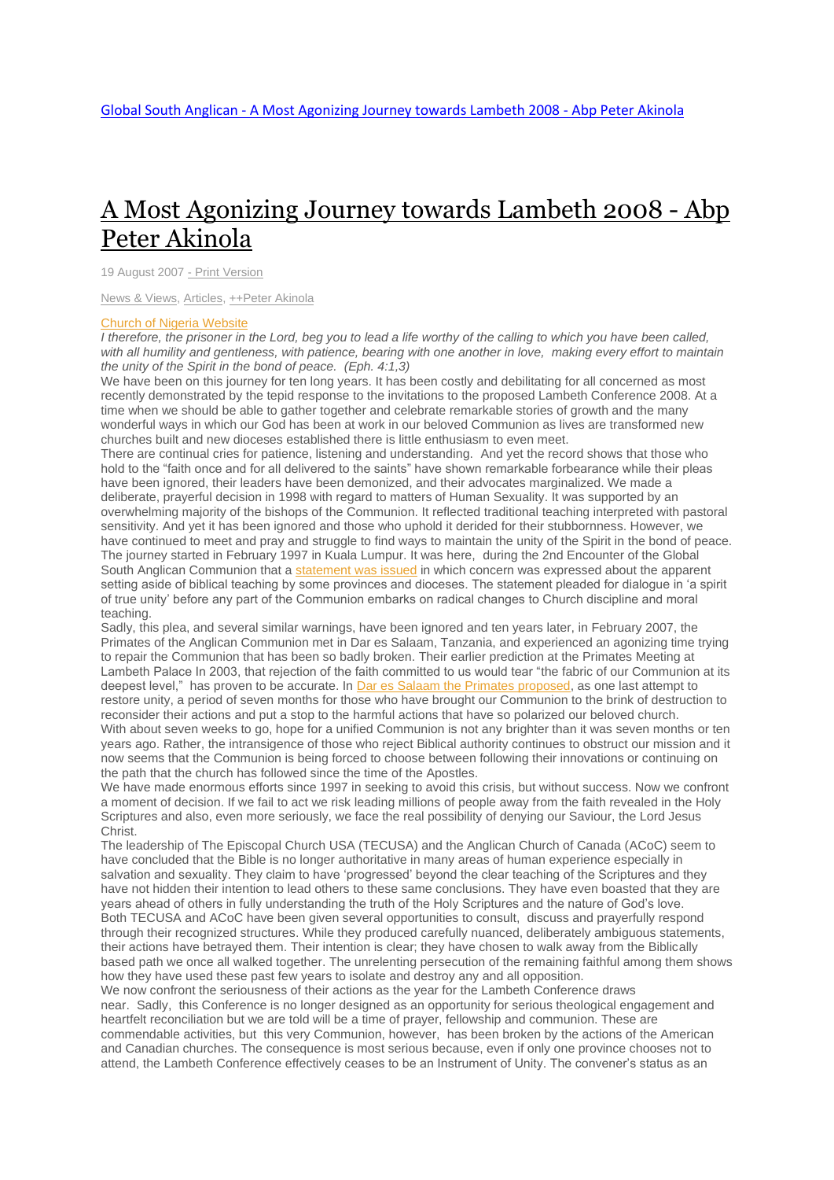[Global South Anglican - A Most Agonizing Journey towards Lambeth 2008 - Abp Peter Akinola](#)

# A Most Agonizing Journey towards Lambeth 2008 - Abp Peter Akinola

19 August 2007 - Print Version

News & Views, Articles, ++Peter Akinola

Church of Nigeria Website

*I therefore, the prisoner in the Lord, beg you to lead a life worthy of the calling to which you have been called, with all humility and gentleness, with patience, bearing with one another in love, making every effort to maintain the unity of the Spirit in the bond of peace. (Eph. 4:1,3)*

We have been on this journey for ten long years. It has been costly and debilitating for all concerned as most recently demonstrated by the tepid response to the invitations to the proposed Lambeth Conference 2008. At a time when we should be able to gather together and celebrate remarkable stories of growth and the many wonderful ways in which our God has been at work in our beloved Communion as lives are transformed new churches built and new dioceses established there is little enthusiasm to even meet.

There are continual cries for patience, listening and understanding. And yet the record shows that those who hold to the "faith once and for all delivered to the saints" have shown remarkable forbearance while their pleas have been ignored, their leaders have been demonized, and their advocates marginalized. We made a deliberate, prayerful decision in 1998 with regard to matters of Human Sexuality. It was supported by an overwhelming majority of the bishops of the Communion. It reflected traditional teaching interpreted with pastoral sensitivity. And yet it has been ignored and those who uphold it derided for their stubbornness. However, we have continued to meet and pray and struggle to find ways to maintain the unity of the Spirit in the bond of peace.

The journey started in February 1997 in Kuala Lumpur. It was here, during the 2nd Encounter of the Global South Anglican Communion that a statement was issued in which concern was expressed about the apparent setting aside of biblical teaching by some provinces and dioceses. The statement pleaded for dialogue in 'a spirit of true unity' before any part of the Communion embarks on radical changes to Church discipline and moral teaching.

Sadly, this plea, and several similar warnings, have been ignored and ten years later, in February 2007, the Primates of the Anglican Communion met in Dar es Salaam, Tanzania, and experienced an agonizing time trying to repair the Communion that has been so badly broken. Their earlier prediction at the Primates Meeting at Lambeth Palace In 2003, that rejection of the faith committed to us would tear "the fabric of our Communion at its deepest level," has proven to be accurate. In Dar es Salaam the Primates proposed, as one last attempt to restore unity, a period of seven months for those who have brought our Communion to the brink of destruction to reconsider their actions and put a stop to the harmful actions that have so polarized our beloved church.

With about seven weeks to go, hope for a unified Communion is not any brighter than it was seven months or ten years ago. Rather, the intransigence of those who reject Biblical authority continues to obstruct our mission and it now seems that the Communion is being forced to choose between following their innovations or continuing on the path that the church has followed since the time of the Apostles.

We have made enormous efforts since 1997 in seeking to avoid this crisis, but without success. Now we confront a moment of decision. If we fail to act we risk leading millions of people away from the faith revealed in the Holy Scriptures and also, even more seriously, we face the real possibility of denying our Saviour, the Lord Jesus Christ.

The leadership of The Episcopal Church USA (TECUSA) and the Anglican Church of Canada (ACoC) seem to have concluded that the Bible is no longer authoritative in many areas of human experience especially in salvation and sexuality. They claim to have 'progressed' beyond the clear teaching of the Scriptures and they have not hidden their intention to lead others to these same conclusions. They have even boasted that they are years ahead of others in fully understanding the truth of the Holy Scriptures and the nature of God's love.

Both TECUSA and ACoC have been given several opportunities to consult, discuss and prayerfully respond through their recognized structures. While they produced carefully nuanced, deliberately ambiguous statements, their actions have betrayed them. Their intention is clear; they have chosen to walk away from the Biblically based path we once all walked together. The unrelenting persecution of the remaining faithful among them shows how they have used these past few years to isolate and destroy any and all opposition.

We now confront the seriousness of their actions as the year for the Lambeth Conference draws near. Sadly, this Conference is no longer designed as an opportunity for serious theological engagement and heartfelt reconciliation but we are told will be a time of prayer, fellowship and communion. These are commendable activities, but this very Communion, however, has been broken by the actions of the American and Canadian churches. The consequence is most serious because, even if only one province chooses not to attend, the Lambeth Conference effectively ceases to be an Instrument of Unity. The convener's status as an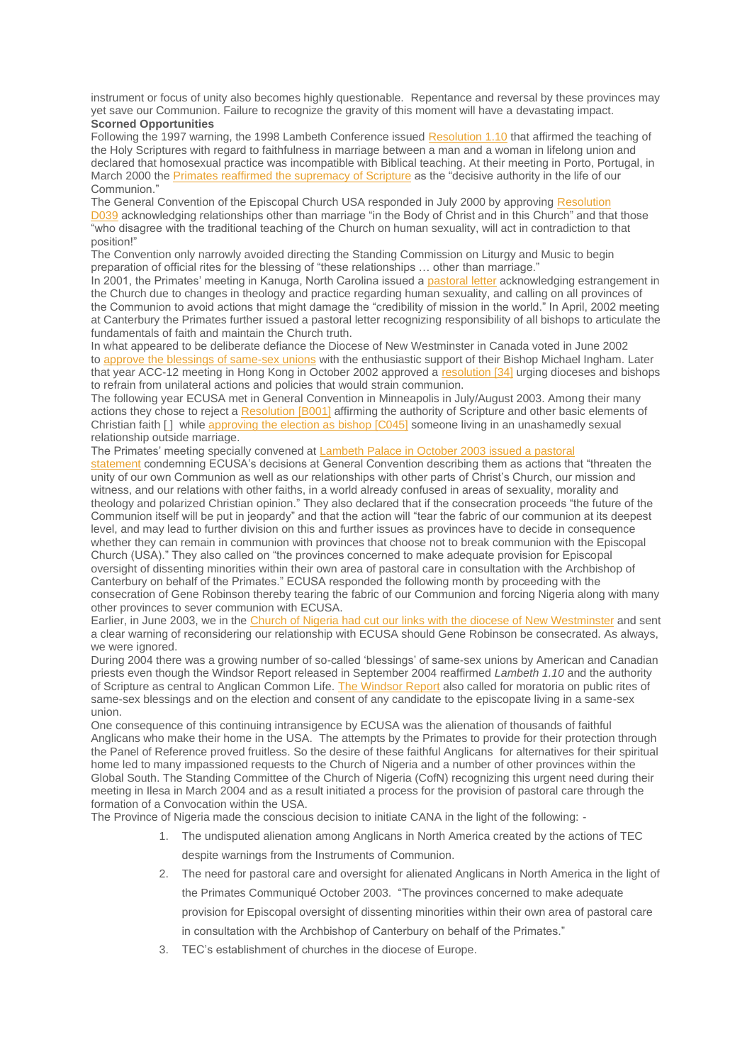instrument or focus of unity also becomes highly questionable. Repentance and reversal by these provinces may yet save our Communion. Failure to recognize the gravity of this moment will have a devastating impact.

**Scorned Opportunities**

Following the 1997 warning, the 1998 Lambeth Conference issued Resolution 1.10 that affirmed the teaching of the Holy Scriptures with regard to faithfulness in marriage between a man and a woman in lifelong union and declared that homosexual practice was incompatible with Biblical teaching. At their meeting in Porto, Portugal, in March 2000 the Primates reaffirmed the supremacy of Scripture as the "decisive authority in the life of our Communion."

The General Convention of the Episcopal Church USA responded in July 2000 by approving Resolution D039 acknowledging relationships other than marriage "in the Body of Christ and in this Church" and that those "who disagree with the traditional teaching of the Church on human sexuality, will act in contradiction to that position!"

The Convention only narrowly avoided directing the Standing Commission on Liturgy and Music to begin preparation of official rites for the blessing of "these relationships … other than marriage."

In 2001, the Primates' meeting in Kanuga, North Carolina issued a pastoral letter acknowledging estrangement in the Church due to changes in theology and practice regarding human sexuality, and calling on all provinces of the Communion to avoid actions that might damage the "credibility of mission in the world." In April, 2002 meeting at Canterbury the Primates further issued a pastoral letter recognizing responsibility of all bishops to articulate the fundamentals of faith and maintain the Church truth.

In what appeared to be deliberate defiance the Diocese of New Westminster in Canada voted in June 2002 to approve the blessings of same-sex unions with the enthusiastic support of their Bishop Michael Ingham. Later that year ACC-12 meeting in Hong Kong in October 2002 approved a resolution [34] urging dioceses and bishops to refrain from unilateral actions and policies that would strain communion.

The following year ECUSA met in General Convention in Minneapolis in July/August 2003. Among their many actions they chose to reject a Resolution [B001] affirming the authority of Scripture and other basic elements of Christian faith [ ] while approving the election as bishop [C045] someone living in an unashamedly sexual relationship outside marriage.

The Primates' meeting specially convened at Lambeth Palace in October 2003 issued a pastoral statement condemning ECUSA's decisions at General Convention describing them as actions that "threaten the unity of our own Communion as well as our relationships with other parts of Christ's Church, our mission and witness, and our relations with other faiths, in a world already confused in areas of sexuality, morality and theology and polarized Christian opinion." They also declared that if the consecration proceeds "the future of the Communion itself will be put in jeopardy" and that the action will "tear the fabric of our communion at its deepest level, and may lead to further division on this and further issues as provinces have to decide in consequence whether they can remain in communion with provinces that choose not to break communion with the Episcopal Church (USA)." They also called on "the provinces concerned to make adequate provision for Episcopal oversight of dissenting minorities within their own area of pastoral care in consultation with the Archbishop of Canterbury on behalf of the Primates." ECUSA responded the following month by proceeding with the consecration of Gene Robinson thereby tearing the fabric of our Communion and forcing Nigeria along with many other provinces to sever communion with ECUSA.

Earlier, in June 2003, we in the Church of Nigeria had cut our links with the diocese of New Westminster and sent a clear warning of reconsidering our relationship with ECUSA should Gene Robinson be consecrated. As always, we were ignored.

During 2004 there was a growing number of so-called 'blessings' of same-sex unions by American and Canadian priests even though the Windsor Report released in September 2004 reaffirmed *Lambeth 1.10* and the authority of Scripture as central to Anglican Common Life. The Windsor Report also called for moratoria on public rites of same-sex blessings and on the election and consent of any candidate to the episcopate living in a same-sex union.

One consequence of this continuing intransigence by ECUSA was the alienation of thousands of faithful Anglicans who make their home in the USA. The attempts by the Primates to provide for their protection through the Panel of Reference proved fruitless. So the desire of these faithful Anglicans for alternatives for their spiritual home led to many impassioned requests to the Church of Nigeria and a number of other provinces within the Global South. The Standing Committee of the Church of Nigeria (CofN) recognizing this urgent need during their meeting in Ilesa in March 2004 and as a result initiated a process for the provision of pastoral care through the formation of a Convocation within the USA.

The Province of Nigeria made the conscious decision to initiate CANA in the light of the following: -

1. The undisputed alienation among Anglicans in North America created by the actions of TEC despite warnings from the Instruments of Communion.
2. The need for pastoral care and oversight for alienated Anglicans in North America in the light of the Primates Communiqué October 2003. "The provinces concerned to make adequate provision for Episcopal oversight of dissenting minorities within their own area of pastoral care in consultation with the Archbishop of Canterbury on behalf of the Primates."
3. TEC's establishment of churches in the diocese of Europe.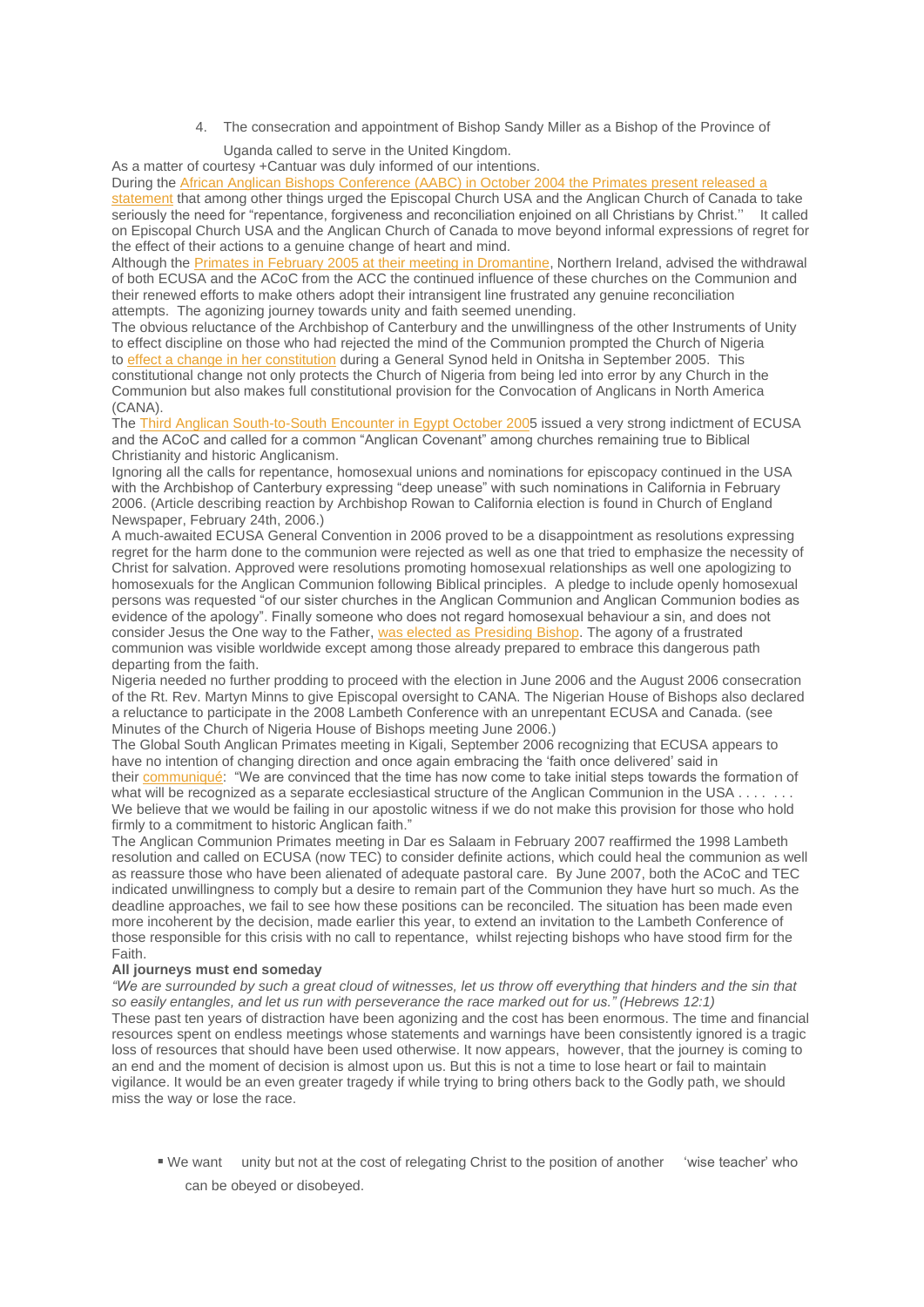4. The consecration and appointment of Bishop Sandy Miller as a Bishop of the Province of Uganda called to serve in the United Kingdom.

As a matter of courtesy +Cantuar was duly informed of our intentions.

During the African Anglican Bishops Conference (AABC) in October 2004 the Primates present released a statement that among other things urged the Episcopal Church USA and the Anglican Church of Canada to take seriously the need for "repentance, forgiveness and reconciliation enjoined on all Christians by Christ.'' It called on Episcopal Church USA and the Anglican Church of Canada to move beyond informal expressions of regret for the effect of their actions to a genuine change of heart and mind.

Although the Primates in February 2005 at their meeting in Dromantine, Northern Ireland, advised the withdrawal of both ECUSA and the ACoC from the ACC the continued influence of these churches on the Communion and their renewed efforts to make others adopt their intransigent line frustrated any genuine reconciliation attempts. The agonizing journey towards unity and faith seemed unending.

The obvious reluctance of the Archbishop of Canterbury and the unwillingness of the other Instruments of Unity to effect discipline on those who had rejected the mind of the Communion prompted the Church of Nigeria to effect a change in her constitution during a General Synod held in Onitsha in September 2005. This constitutional change not only protects the Church of Nigeria from being led into error by any Church in the Communion but also makes full constitutional provision for the Convocation of Anglicans in North America (CANA).

The Third Anglican South-to-South Encounter in Egypt October 2005 issued a very strong indictment of ECUSA and the ACoC and called for a common "Anglican Covenant" among churches remaining true to Biblical Christianity and historic Anglicanism.

Ignoring all the calls for repentance, homosexual unions and nominations for episcopacy continued in the USA with the Archbishop of Canterbury expressing "deep unease" with such nominations in California in February 2006. (Article describing reaction by Archbishop Rowan to California election is found in Church of England Newspaper, February 24th, 2006.)

A much-awaited ECUSA General Convention in 2006 proved to be a disappointment as resolutions expressing regret for the harm done to the communion were rejected as well as one that tried to emphasize the necessity of Christ for salvation. Approved were resolutions promoting homosexual relationships as well one apologizing to homosexuals for the Anglican Communion following Biblical principles. A pledge to include openly homosexual persons was requested "of our sister churches in the Anglican Communion and Anglican Communion bodies as evidence of the apology". Finally someone who does not regard homosexual behaviour a sin, and does not consider Jesus the One way to the Father, was elected as Presiding Bishop. The agony of a frustrated communion was visible worldwide except among those already prepared to embrace this dangerous path departing from the faith.

Nigeria needed no further prodding to proceed with the election in June 2006 and the August 2006 consecration of the Rt. Rev. Martyn Minns to give Episcopal oversight to CANA. The Nigerian House of Bishops also declared a reluctance to participate in the 2008 Lambeth Conference with an unrepentant ECUSA and Canada. (see Minutes of the Church of Nigeria House of Bishops meeting June 2006.)

The Global South Anglican Primates meeting in Kigali, September 2006 recognizing that ECUSA appears to have no intention of changing direction and once again embracing the 'faith once delivered' said in their communiqué: "We are convinced that the time has now come to take initial steps towards the formation of what will be recognized as a separate ecclesiastical structure of the Anglican Communion in the USA . . . . . . . We believe that we would be failing in our apostolic witness if we do not make this provision for those who hold firmly to a commitment to historic Anglican faith."

The Anglican Communion Primates meeting in Dar es Salaam in February 2007 reaffirmed the 1998 Lambeth resolution and called on ECUSA (now TEC) to consider definite actions, which could heal the communion as well as reassure those who have been alienated of adequate pastoral care. By June 2007, both the ACoC and TEC indicated unwillingness to comply but a desire to remain part of the Communion they have hurt so much. As the deadline approaches, we fail to see how these positions can be reconciled. The situation has been made even more incoherent by the decision, made earlier this year, to extend an invitation to the Lambeth Conference of those responsible for this crisis with no call to repentance, whilst rejecting bishops who have stood firm for the Faith.

**All journeys must end someday**

*"We are surrounded by such a great cloud of witnesses, let us throw off everything that hinders and the sin that so easily entangles, and let us run with perseverance the race marked out for us." (Hebrews 12:1)*

These past ten years of distraction have been agonizing and the cost has been enormous. The time and financial resources spent on endless meetings whose statements and warnings have been consistently ignored is a tragic loss of resources that should have been used otherwise. It now appears, however, that the journey is coming to an end and the moment of decision is almost upon us. But this is not a time to lose heart or fail to maintain vigilance. It would be an even greater tragedy if while trying to bring others back to the Godly path, we should miss the way or lose the race.

- We want unity but not at the cost of relegating Christ to the position of another 'wise teacher' who can be obeyed or disobeyed.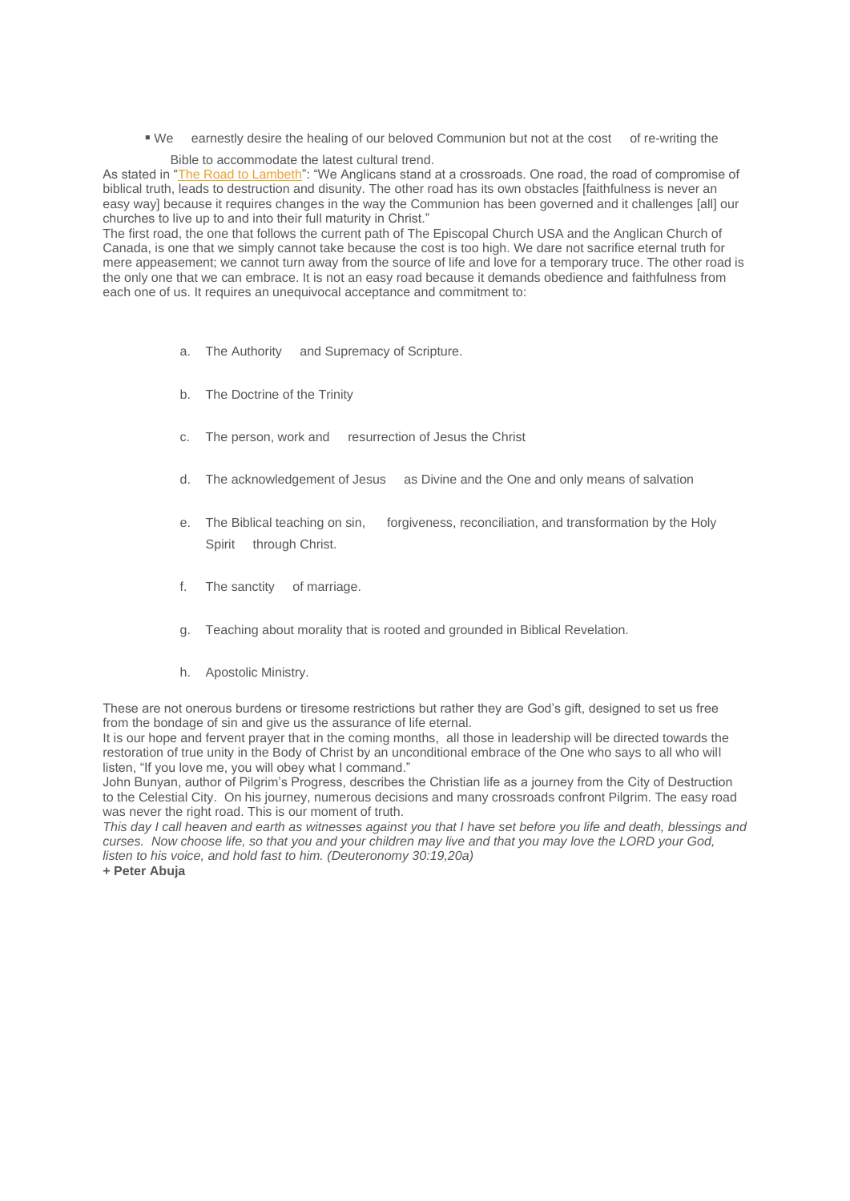- We earnestly desire the healing of our beloved Communion but not at the cost of re-writing the Bible to accommodate the latest cultural trend.

As stated in "The Road to Lambeth": "We Anglicans stand at a crossroads. One road, the road of compromise of biblical truth, leads to destruction and disunity. The other road has its own obstacles [faithfulness is never an easy way] because it requires changes in the way the Communion has been governed and it challenges [all] our churches to live up to and into their full maturity in Christ."

The first road, the one that follows the current path of The Episcopal Church USA and the Anglican Church of Canada, is one that we simply cannot take because the cost is too high. We dare not sacrifice eternal truth for mere appeasement; we cannot turn away from the source of life and love for a temporary truce. The other road is the only one that we can embrace. It is not an easy road because it demands obedience and faithfulness from each one of us. It requires an unequivocal acceptance and commitment to:

a. The Authority and Supremacy of Scripture.

b. The Doctrine of the Trinity

c. The person, work and resurrection of Jesus the Christ

d. The acknowledgement of Jesus as Divine and the One and only means of salvation

e. The Biblical teaching on sin, forgiveness, reconciliation, and transformation by the Holy Spirit through Christ.

f. The sanctity of marriage.

g. Teaching about morality that is rooted and grounded in Biblical Revelation.

h. Apostolic Ministry.

These are not onerous burdens or tiresome restrictions but rather they are God's gift, designed to set us free from the bondage of sin and give us the assurance of life eternal.

It is our hope and fervent prayer that in the coming months, all those in leadership will be directed towards the restoration of true unity in the Body of Christ by an unconditional embrace of the One who says to all who will listen, "If you love me, you will obey what I command."

John Bunyan, author of Pilgrim's Progress, describes the Christian life as a journey from the City of Destruction to the Celestial City. On his journey, numerous decisions and many crossroads confront Pilgrim. The easy road was never the right road. This is our moment of truth.

*This day I call heaven and earth as witnesses against you that I have set before you life and death, blessings and curses. Now choose life, so that you and your children may live and that you may love the LORD your God, listen to his voice, and hold fast to him. (Deuteronomy 30:19,20a)*

**+ Peter Abuja**